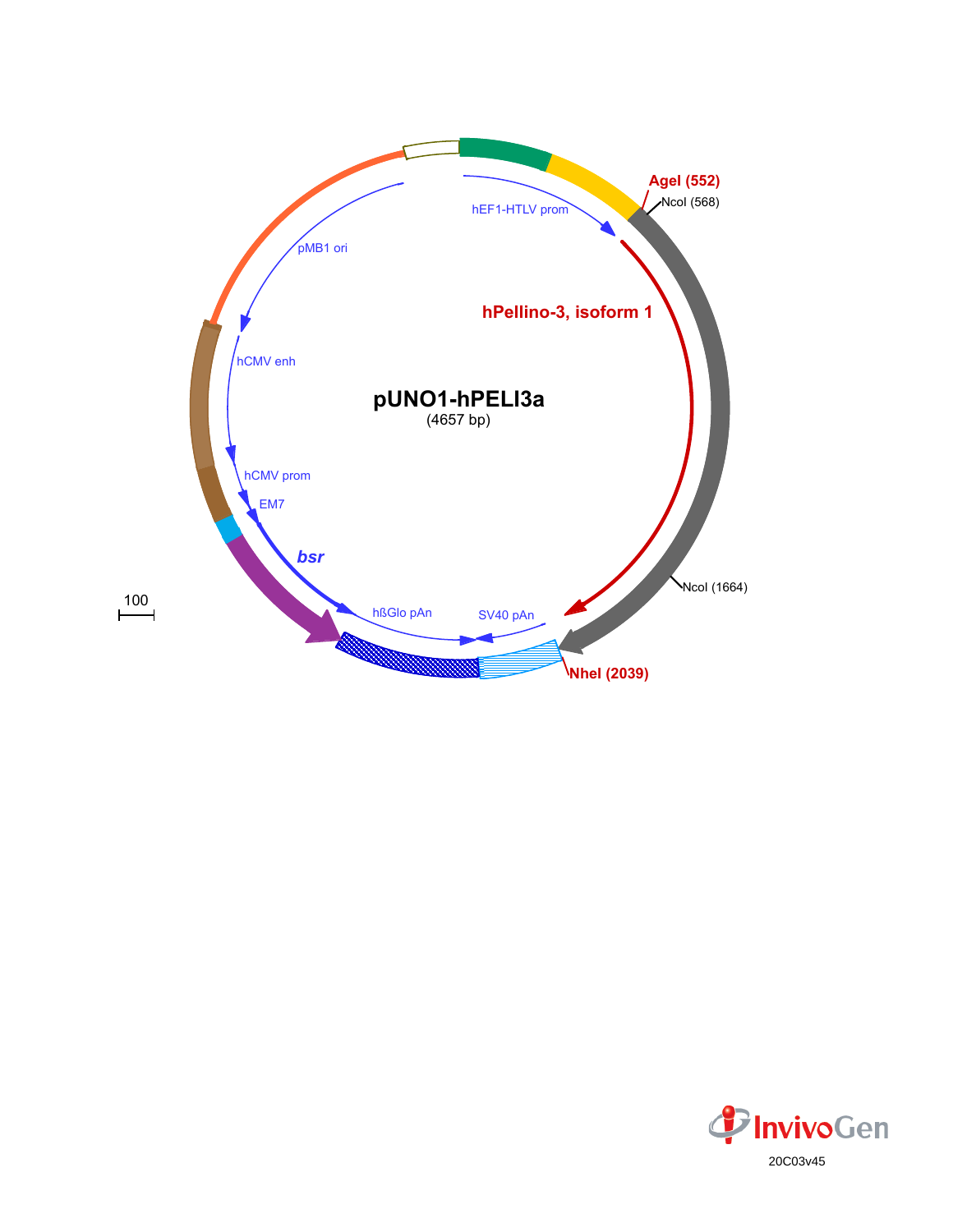# pUNO1-hPELI3a

(4657 bp)

hEF1-HTLV prom

AgeI (552)

NcoI (568)

hPellino-3, isoform 1

NcoI (1664)

NheI (2039)

SV40 pAn

hßGlo pAn

*bsr*

EM7

hCMV prom

hCMV enh

pMB1 ori

100

20C03v45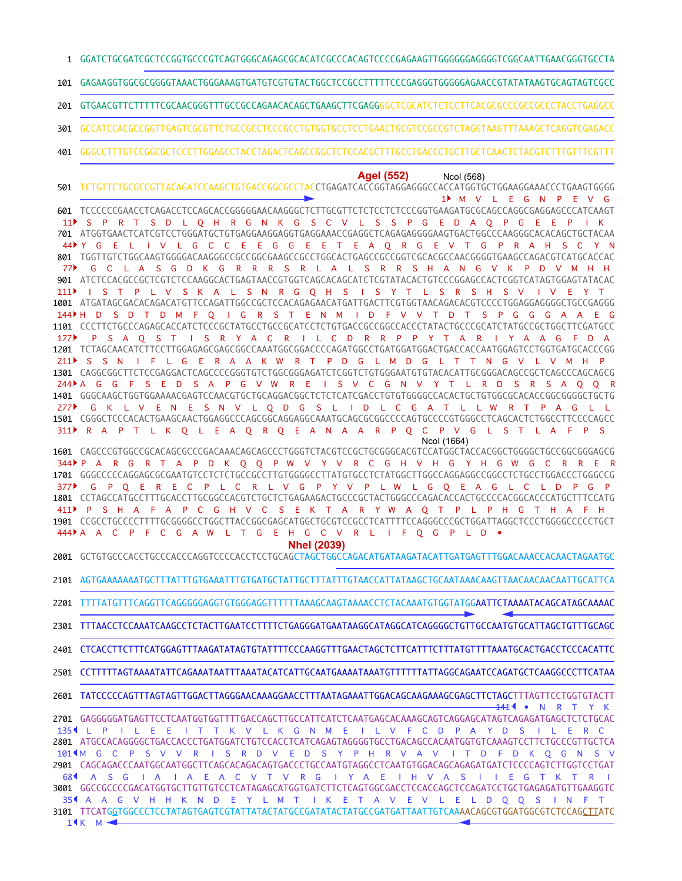```
1    GGATCTGCGATCGCTCCGGTGCCCGTCAGTGGGCAGAGCGCACATCGCCCACAGTCCCCGAGAAGTTGGGGGGAGGGGTCGGCAATTGAACGGGTGCCTA
101  GAGAAGGTGGCGCGGGGTAAACTGGGAAAGTGATGTCGTGTACTGGCTCCGCCTTTTTCCCGAGGGTGGGGGAGAACCGTATATAAGTGCAGTAGTCGCC
201  GTGAACGTTCTTTTTCGCAACGGGTTTGCCGCCAGAACACAGCTGAAGCTTCGAGGGGCTCGCATCTCTCCTTCACGCGCCCGCCGCCCTACCTGAGGCC
301  GCCATCCACGCCGGTTGAGTCGCGTTCTGCCGCCTCCCGCCTGTGGTGCCTCCTGAACTGCGTCCGCCGTCTAGGTAAGTTTAAAGCTCAGGTCGAGACC
401  GGGCCTTTGTCCGGCGCTCCCTTGGAGCCTACCTAGACTCAGCCGGCTCTCCACGCTTTGCCTGACCCTGCTTGCTCAACTCTACGTCTTTGTTTCGTTT

                                                      AgeI (552)        NcoI (568)
501  TCTGTTCTGCGCCGTTACAGATCCAAGCTGTGACCGGCGCCTACCTGAGATCACCGGTAGGAGGGCCACCATGGTGCTGGAAGGAAACCCTGAAGTGGGG
                                                                         1▸ M  V  L  E  G  N  P  E  V  G
601  TCCCCCCGAACCTCAGACCTCCAGCACCGGGGGAACAAGGGCTCTTGCGTTCTCTCCTCTCCCGGTGAAGATGCGCAGCCAGGCGAGGAGCCCATCAAGT
 11▸  S  P  R  T  S  D  L  Q  H  R  G  N  K  G  S  C  V  L  S  S  P  G  E  D  A  Q  P  G  E  E  P  I  K
701  ATGGTGAACTCATCGTCCTGGGATGCTGTGAGGAAGGAGGTGAGGAAACCGAGGCTCAGAGAGGGGAAGTGACTGGCCCAAGGGCACACAGCTGCTACAA
 44▸ Y  G  E  L  I  V  L  G  C  C  E  E  G  G  E  E  T  E  A  Q  R  G  E  V  T  G  P  R  A  H  S  C  Y  N
801  TGGTTGTCTGGCAAGTGGGGACAAGGGCCGCCGGCGAAGCCGCCTGGCACTGAGCCGCCGGTCGCACGCCAACGGGGTGAAGCCAGACGTCATGCACCAC
 77▸   G  C  L  A  S  G  D  K  G  R  R  R  S  R  L  A  L  S  R  R  S  H  A  N  G  V  K  P  D  V  M  H  H
901  ATCTCCACGCCGCTCGTCTCCAAGGCACTGAGTAACCGTGGTCAGCACAGCATCTCGTATACACTGTCCCGGAGCCACTCGGTCATAGTGGAGTATACAC
111▸   I  S  T  P  L  V  S  K  A  L  S  N  R  G  Q  H  S  I  S  Y  T  L  S  R  S  H  S  V  I  V  E  Y  T
1001 ATGATAGCGACACAGACATGTTCCAGATTGGCCGCTCCACAGAGAACATGATTGACTTCGTGGTAACAGACACGTCCCCTGGAGGAGGGGCTGCCGAGGG
144▸ H  D  S  D  T  D  M  F  Q  I  G  R  S  T  E  N  M  I  D  F  V  V  T  D  T  S  P  G  G  G  A  A  E  G
1101 CCCTTCTGCCCAGAGCACCATCTCCCGCTATGCCTGCCGCATCCTCTGTGACCGCCGGCCACCCTATACTGCCCGCATCTATGCCGCTGGCTTCGATGCC
177▸   P  S  A  Q  S  T  I  S  R  Y  A  C  R  I  L  C  D  R  R  P  P  Y  T  A  R  I  Y  A  A  G  F  D  A
1201 TCTAGCAACATCTTCCTTGGAGAGCGAGCGGCCAAATGGCGGACCCCAGATGGCCTGATGGATGGACTGACCACCAATGGAGTCCTGGTGATGCACCCGG
211▸  S  S  N  I  F  L  G  E  R  A  A  K  W  R  T  P  D  G  L  M  D  G  L  T  T  N  G  V  L  V  M  H  P
1301 CAGGCGGCTTCTCCGAGGACTCAGCCCCGGGTGTCTGGCGGGAGATCTCGGTCTGTGGGAATGTGTACACATTGCGGGACAGCCGCTCAGCCCAGCAGCG
244▸ A  G  G  F  S  E  D  S  A  P  G  V  W  R  E  I  S  V  C  G  N  V  Y  T  L  R  D  S  R  S  A  Q  Q  R
1401 GGGCAAGCTGGTGGAAAACGAGTCCAACGTGCTGCAGGACGGCTCTCTCATCGACCTGTGTGGGGCCACACTGCTGTGGCGCACACCGGCGGGGCTGCTG
277▸   G  K  L  V  E  N  E  S  N  V  L  Q  D  G  S  L  I  D  L  C  G  A  T  L  L  W  R  T  P  A  G  L  L
1501 CGGGCTCCCACACTGAAGCAACTGGAGGCCCAGCGGCAGGAGGCAAATGCAGCGCGGCCCCAGTGCCCCGTGGGCCTCAGCACTCTGGCCTTCCCCAGCC
311▸  R  A  P  T  L  K  Q  L  E  A  Q  R  Q  E  A  N  A  A  R  P  Q  C  P  V  G  L  S  T  L  A  F  P  S
                                                                                  NcoI (1664)
1601 CAGCCCGTGGCCGCACAGCGCCCGACAAACAGCAGCCCTGGGTCTACGTCCGCTGCGGGCACGTCCATGGCTACCACGGCTGGGGCTGCCGGCGGGAGCG
344▸ P  A  R  G  R  T  A  P  D  K  Q  Q  P  W  V  Y  V  R  C  G  H  V  H  G  Y  H  G  W  G  C  R  R  E  R
1701 GGGCCCCCAGGAGCGCGAATGTCCTCTCTGCCGCCTTGTGGGGCCTTATGTGCCTCTATGGCTTGGCCAGGAGGCCGGCCTCTGCCTGGACCCTGGGCCG
377▸   G  P  Q  E  R  E  C  P  L  C  R  L  V  G  P  Y  V  P  L  W  L  G  Q  E  A  G  L  C  L  D  P  G  P
1801 CCTAGCCATGCCTTTGCACCTTGCGGCCACGTCTGCTCTGAGAAGACTGCCCGCTACTGGGCCCAGACACCACTGCCCCACGGCACCCATGCTTTCCATG
411▸  P  S  H  A  F  A  P  C  G  H  V  C  S  E  K  T  A  R  Y  W  A  Q  T  P  L  P  H  G  T  H  A  F  H
1901 CCGCCTGCCCCTTTTGCGGGGCCTGGCTTACCGGCGAGCATGGCTGCGTCCGCCTCATTTTCCAGGGCCCGCTGGATTAGGCTCCCTGGGGCCCCCTGCT
444▸ A  A  C  P  F  C  G  A  W  L  T  G  E  H  G  C  V  R  L  I  F  Q  G  P  L  D  •

                                              NheI (2039)
2001 GCTGTGCCCACCTGCCCACCCAGGTCCCCACCTCCTGCAGCTAGCTGGCCAGACATGATAAGATACATTGATGAGTTTGGACAAACCACAACTAGAATGC
2101 AGTGAAAAAAATGCTTTATTTGTGAAATTTGTGATGCTATTGCTTTATTTGTAACCATTATAAGCTGCAATAAACAAGTTAACAACAACAATTGCATTCA
2201 TTTTATGTTTCAGGTTCAGGGGGAGGTGTGGGAGGTTTTTTAAAGCAAGTAAAACCTCTACAAATGTGGTATGGAATTCTAAAATACAGCATAGCAAAAC
2301 TTTAACCTCCAAATCAAGCCTCTACTTGAATCCTTTTCTGAGGGATGAATAAGGCATAGGCATCAGGGGCTGTTGCCAATGTGCATTAGCTGTTTGCAGC
2401 CTCACCTTCTTTCATGGAGTTTAAGATATAGTGTATTTTCCCAAGGTTTGAACTAGCTCTTCATTTCTTTATGTTTTAAATGCACTGACCTCCCACATTC
2501 CCTTTTTAGTAAAATATTCAGAAATAATTTAAATACATCATTGCAATGAAAATAAATGTTTTTTATTAGGCAGAATCCAGATGCTCAAGGCCCTTCATAA
2601 TATCCCCCAGTTTAGTAGTTGGACTTAGGGAACAAAGGAACCTTTAATAGAAATTGGACAGCAAGAAAGCGAGCTTCTAGCTTTAGTTCCTGGTGTACTT
                                                                                    141◂ •  N  R  T  Y  K
2701 GAGGGGGGATGAGTTCCTCAATGGTGGTTTTGACCAGCTTGCCATTCATCTCAATGAGCACAAAGCAGTCAGGAGCATAGTCAGAGATGAGCTCTCTGCAC
135◂  L  P  I  L  E  E  I  T  T  K  V  L  K  G  N  M  E  I  L  V  F  C  D  P  A  Y  D  S  I  L  E  R  C
2801 ATGCCACAGGGGCTGACCACCCTGATGGATCTGTCCACCTCATCAGAGTAGGGGTGCCTGACAGCCACAATGGTGTCAAAGTCCTTCTGCCCGTTGCTCA
101◂ M  G  C  P  S  V  V  R  I  S  R  D  V  E  D  S  Y  P  H  R  V  A  V  I  T  D  F  D  K  Q  G  N  S  V
2901 CAGCAGACCCAATGGCAATGGCTTCAGCACAGACAGTGACCCTGCCAATGTAGGCCTCAATGTGGACAGCAGAGATGATCTCCCCAGTCTTGGTCCTGAT
 68◂  A  S  G  I  A  I  A  E  A  C  V  T  V  R  G  I  Y  A  E  I  H  V  A  S  I  I  E  G  T  K  T  R  I
3001 GGCCGCCCCGACATGGTGCTTGTTGTCCTCATAGAGCATGGTGATCTTCTCAGTGGCGACCTCCACCAGCTCCAGATCCTGCTGAGAGATGTTGAAGGTC
 35◂  A  A  G  V  H  H  K  N  D  E  Y  L  M  T  I  K  E  T  A  V  E  V  L  E  L  D  Q  Q  S  I  N  F  T
3101 TTCATGGTGGCCCTCCTATAGTGAGTCGTATTATACTATGCCGATATACTATGCCGATGATTAATTGTCAAAACAGCGTGGATGGCGTCTCCAGCTTATC
  1◂ K  M
```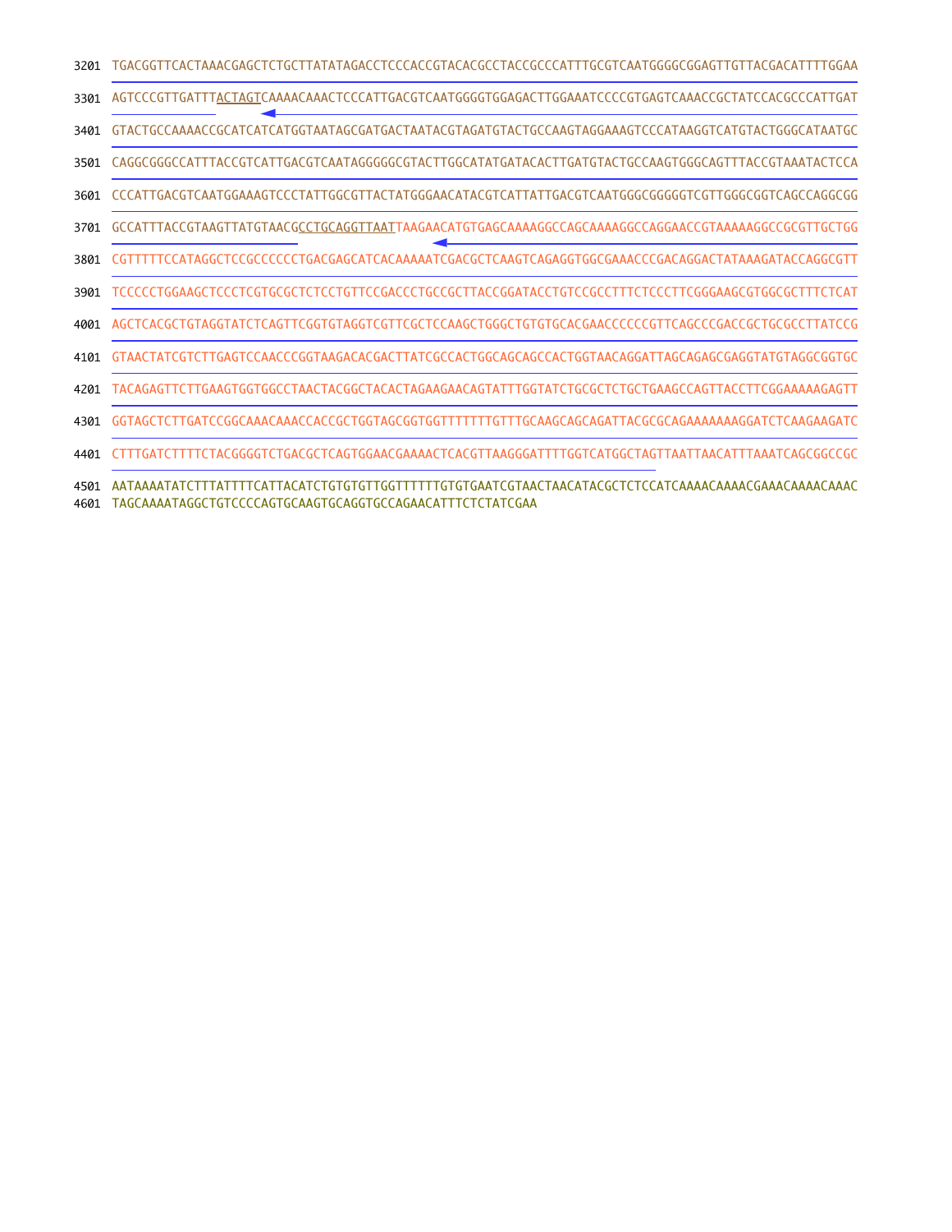```
3201 TGACGGTTCACTAAACGAGCTCTGCTTATATAGACCTCCCACCGTACACGCCTACCGCCCATTTGCGTCAATGGGGCGGAGTTGTTACGACATTTTGGAA
3301 AGTCCCGTTGATTTACTAGTCAAAACAAACTCCCATTGACGTCAATGGGGTGGAGACTTGGAAATCCCCGTGAGTCAAACCGCTATCCACGCCCATTGAT
3401 GTACTGCCAAAACCGCATCATCATGGTAATAGCGATGACTAATACGTAGATGTACTGCCAAGTAGGAAAGTCCCATAAGGTCATGTACTGGGCATAATGC
3501 CAGGCGGGCCATTTACCGTCATTGACGTCAATAGGGGGCGTACTTGGCATATGATACACTTGATGTACTGCCAAGTGGGCAGTTTACCGTAAATACTCCA
3601 CCCATTGACGTCAATGGAAAGTCCCTATTGGCGTTACTATGGGAACATACGTCATTATTGACGTCAATGGGCGGGGGTCGTTGGGCGGTCAGCCAGGCGG
3701 GCCATTTACCGTAAGTTATGTAACGCCTGCAGGTTAATTAAGAACATGTGAGCAAAAGGCCAGCAAAAGGCCAGGAACCGTAAAAAGGCCGCGTTGCTGG
3801 CGTTTTTCCATAGGCTCCGCCCCCCTGACGAGCATCACAAAAATCGACGCTCAAGTCAGAGGTGGCGAAACCCGACAGGACTATAAAGATACCAGGCGTT
3901 TCCCCCTGGAAGCTCCCTCGTGCGCTCTCCTGTTCCGACCCTGCCGCTTACCGGATACCTGTCCGCCTTTCTCCCTTCGGGAAGCGTGGCGCTTTCTCAT
4001 AGCTCACGCTGTAGGTATCTCAGTTCGGTGTAGGTCGTTCGCTCCAAGCTGGGCTGTGTGCACGAACCCCCCGTTCAGCCCGACCGCTGCGCCTTATCCG
4101 GTAACTATCGTCTTGAGTCCAACCCGGTAAGACACGACTTATCGCCACTGGCAGCAGCCACTGGTAACAGGATTAGCAGAGCGAGGTATGTAGGCGGTGC
4201 TACAGAGTTCTTGAAGTGGTGGCCTAACTACGGCTACACTAGAAGAACAGTATTTGGTATCTGCGCTCTGCTGAAGCCAGTTACCTTCGGAAAAAGAGTT
4301 GGTAGCTCTTGATCCGGCAAACAAACCACCGCTGGTAGCGGTGGTTTTTTTGTTTGCAAGCAGCAGATTACGCGCAGAAAAAAAGGATCTCAAGAAGATC
4401 CTTTGATCTTTTCTACGGGGTCTGACGCTCAGTGGAACGAAAACTCACGTTAAGGGATTTTGGTCATGGCTAGTTAATTAACATTTAAATCAGCGGCCGC
4501 AATAAAATATCTTTATTTTCATTACATCTGTGTGTTGGTTTTTTGTGTGAATCGTAACTAACATACGCTCTCCATCAAAACAAAACGAAACAAAACAAAC
4601 TAGCAAAATAGGCTGTCCCCAGTGCAAGTGCAGGTGCCAGAACATTTCTCTATCGAA
```